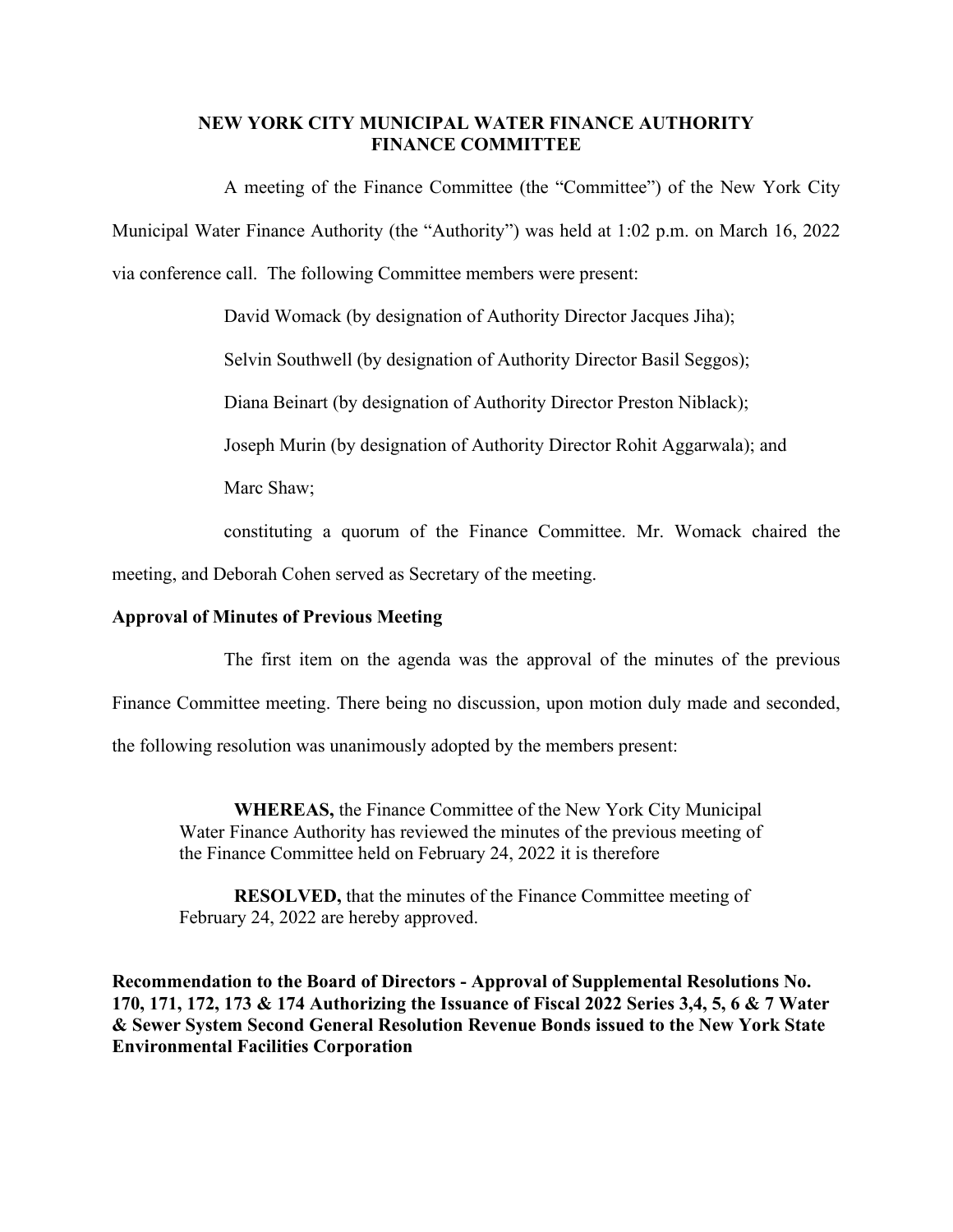**NEW YORK CITY MUNICIPAL WATER FINANCE AUTHORITY**
**FINANCE COMMITTEE**

A meeting of the Finance Committee (the "Committee") of the New York City Municipal Water Finance Authority (the "Authority") was held at 1:02 p.m. on March 16, 2022 via conference call. The following Committee members were present:

David Womack (by designation of Authority Director Jacques Jiha);

Selvin Southwell (by designation of Authority Director Basil Seggos);

Diana Beinart (by designation of Authority Director Preston Niblack);

Joseph Murin (by designation of Authority Director Rohit Aggarwala); and

Marc Shaw;

constituting a quorum of the Finance Committee. Mr. Womack chaired the meeting, and Deborah Cohen served as Secretary of the meeting.

**Approval of Minutes of Previous Meeting**

The first item on the agenda was the approval of the minutes of the previous Finance Committee meeting. There being no discussion, upon motion duly made and seconded, the following resolution was unanimously adopted by the members present:

> **WHEREAS,** the Finance Committee of the New York City Municipal Water Finance Authority has reviewed the minutes of the previous meeting of the Finance Committee held on February 24, 2022 it is therefore
>
> **RESOLVED,** that the minutes of the Finance Committee meeting of February 24, 2022 are hereby approved.

**Recommendation to the Board of Directors - Approval of Supplemental Resolutions No. 170, 171, 172, 173 & 174 Authorizing the Issuance of Fiscal 2022 Series 3,4, 5, 6 & 7 Water & Sewer System Second General Resolution Revenue Bonds issued to the New York State Environmental Facilities Corporation**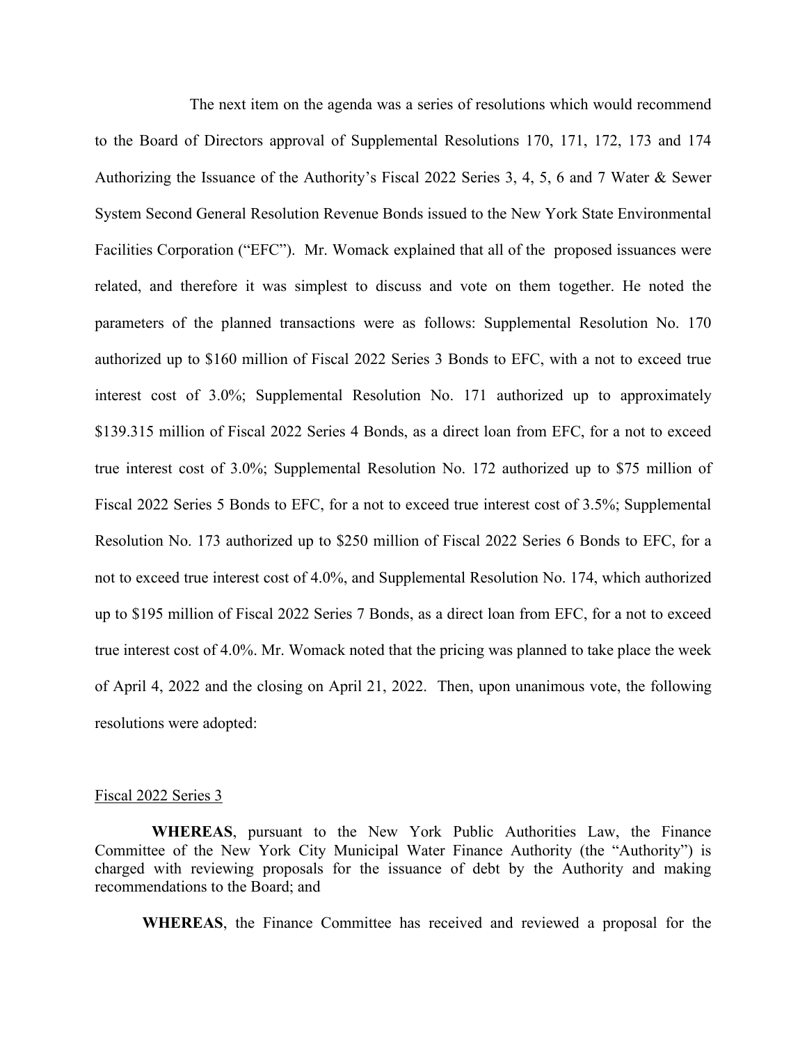The next item on the agenda was a series of resolutions which would recommend to the Board of Directors approval of Supplemental Resolutions 170, 171, 172, 173 and 174 Authorizing the Issuance of the Authority's Fiscal 2022 Series 3, 4, 5, 6 and 7 Water & Sewer System Second General Resolution Revenue Bonds issued to the New York State Environmental Facilities Corporation ("EFC"). Mr. Womack explained that all of the proposed issuances were related, and therefore it was simplest to discuss and vote on them together. He noted the parameters of the planned transactions were as follows: Supplemental Resolution No. 170 authorized up to $160 million of Fiscal 2022 Series 3 Bonds to EFC, with a not to exceed true interest cost of 3.0%; Supplemental Resolution No. 171 authorized up to approximately $139.315 million of Fiscal 2022 Series 4 Bonds, as a direct loan from EFC, for a not to exceed true interest cost of 3.0%; Supplemental Resolution No. 172 authorized up to $75 million of Fiscal 2022 Series 5 Bonds to EFC, for a not to exceed true interest cost of 3.5%; Supplemental Resolution No. 173 authorized up to $250 million of Fiscal 2022 Series 6 Bonds to EFC, for a not to exceed true interest cost of 4.0%, and Supplemental Resolution No. 174, which authorized up to $195 million of Fiscal 2022 Series 7 Bonds, as a direct loan from EFC, for a not to exceed true interest cost of 4.0%. Mr. Womack noted that the pricing was planned to take place the week of April 4, 2022 and the closing on April 21, 2022. Then, upon unanimous vote, the following resolutions were adopted:

Fiscal 2022 Series 3

**WHEREAS**, pursuant to the New York Public Authorities Law, the Finance Committee of the New York City Municipal Water Finance Authority (the "Authority") is charged with reviewing proposals for the issuance of debt by the Authority and making recommendations to the Board; and

**WHEREAS**, the Finance Committee has received and reviewed a proposal for the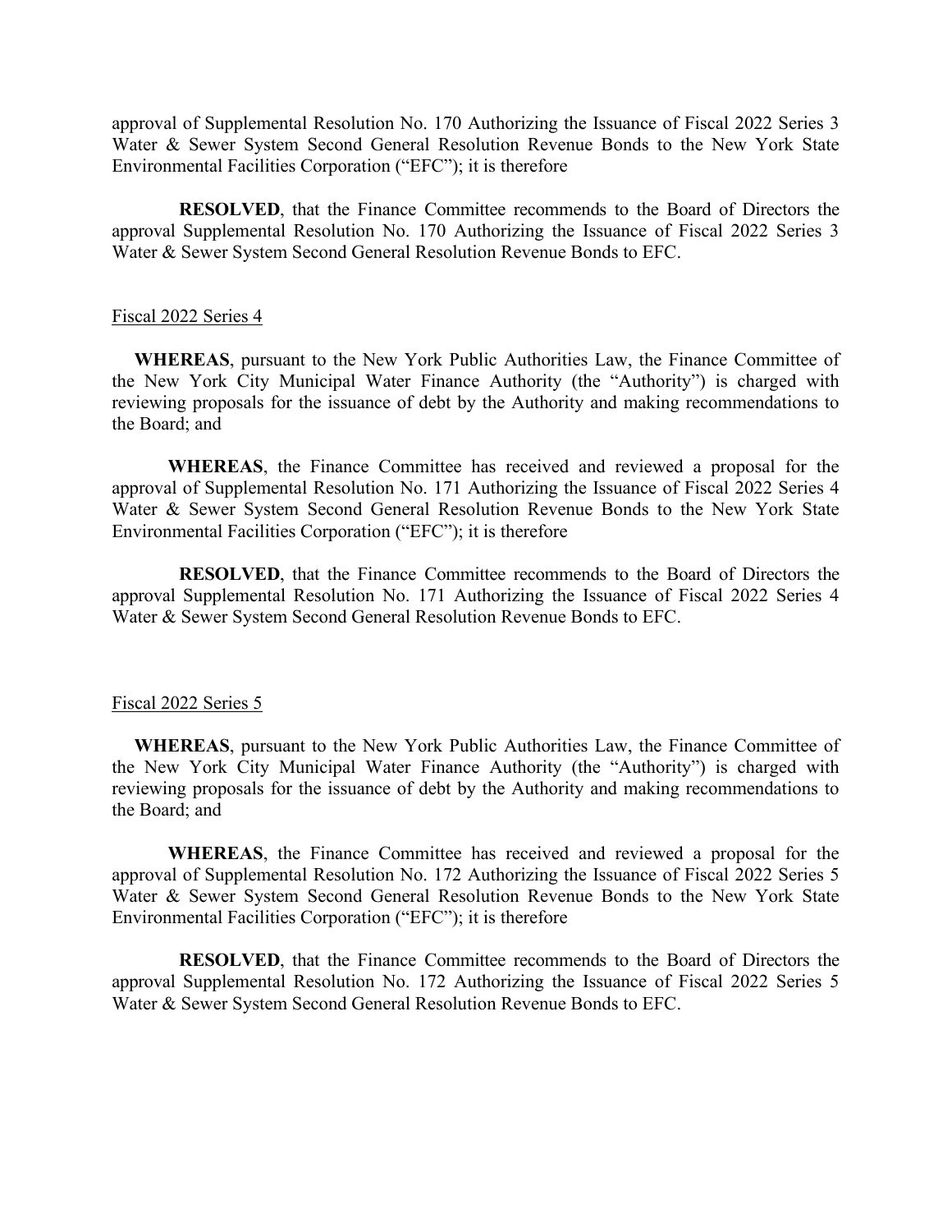approval of Supplemental Resolution No. 170 Authorizing the Issuance of Fiscal 2022 Series 3 Water & Sewer System Second General Resolution Revenue Bonds to the New York State Environmental Facilities Corporation ("EFC"); it is therefore

**RESOLVED**, that the Finance Committee recommends to the Board of Directors the approval Supplemental Resolution No. 170 Authorizing the Issuance of Fiscal 2022 Series 3 Water & Sewer System Second General Resolution Revenue Bonds to EFC.

<u>Fiscal 2022 Series 4</u>

**WHEREAS**, pursuant to the New York Public Authorities Law, the Finance Committee of the New York City Municipal Water Finance Authority (the "Authority") is charged with reviewing proposals for the issuance of debt by the Authority and making recommendations to the Board; and

**WHEREAS**, the Finance Committee has received and reviewed a proposal for the approval of Supplemental Resolution No. 171 Authorizing the Issuance of Fiscal 2022 Series 4 Water & Sewer System Second General Resolution Revenue Bonds to the New York State Environmental Facilities Corporation ("EFC"); it is therefore

**RESOLVED**, that the Finance Committee recommends to the Board of Directors the approval Supplemental Resolution No. 171 Authorizing the Issuance of Fiscal 2022 Series 4 Water & Sewer System Second General Resolution Revenue Bonds to EFC.

<u>Fiscal 2022 Series 5</u>

**WHEREAS**, pursuant to the New York Public Authorities Law, the Finance Committee of the New York City Municipal Water Finance Authority (the "Authority") is charged with reviewing proposals for the issuance of debt by the Authority and making recommendations to the Board; and

**WHEREAS**, the Finance Committee has received and reviewed a proposal for the approval of Supplemental Resolution No. 172 Authorizing the Issuance of Fiscal 2022 Series 5 Water & Sewer System Second General Resolution Revenue Bonds to the New York State Environmental Facilities Corporation ("EFC"); it is therefore

**RESOLVED**, that the Finance Committee recommends to the Board of Directors the approval Supplemental Resolution No. 172 Authorizing the Issuance of Fiscal 2022 Series 5 Water & Sewer System Second General Resolution Revenue Bonds to EFC.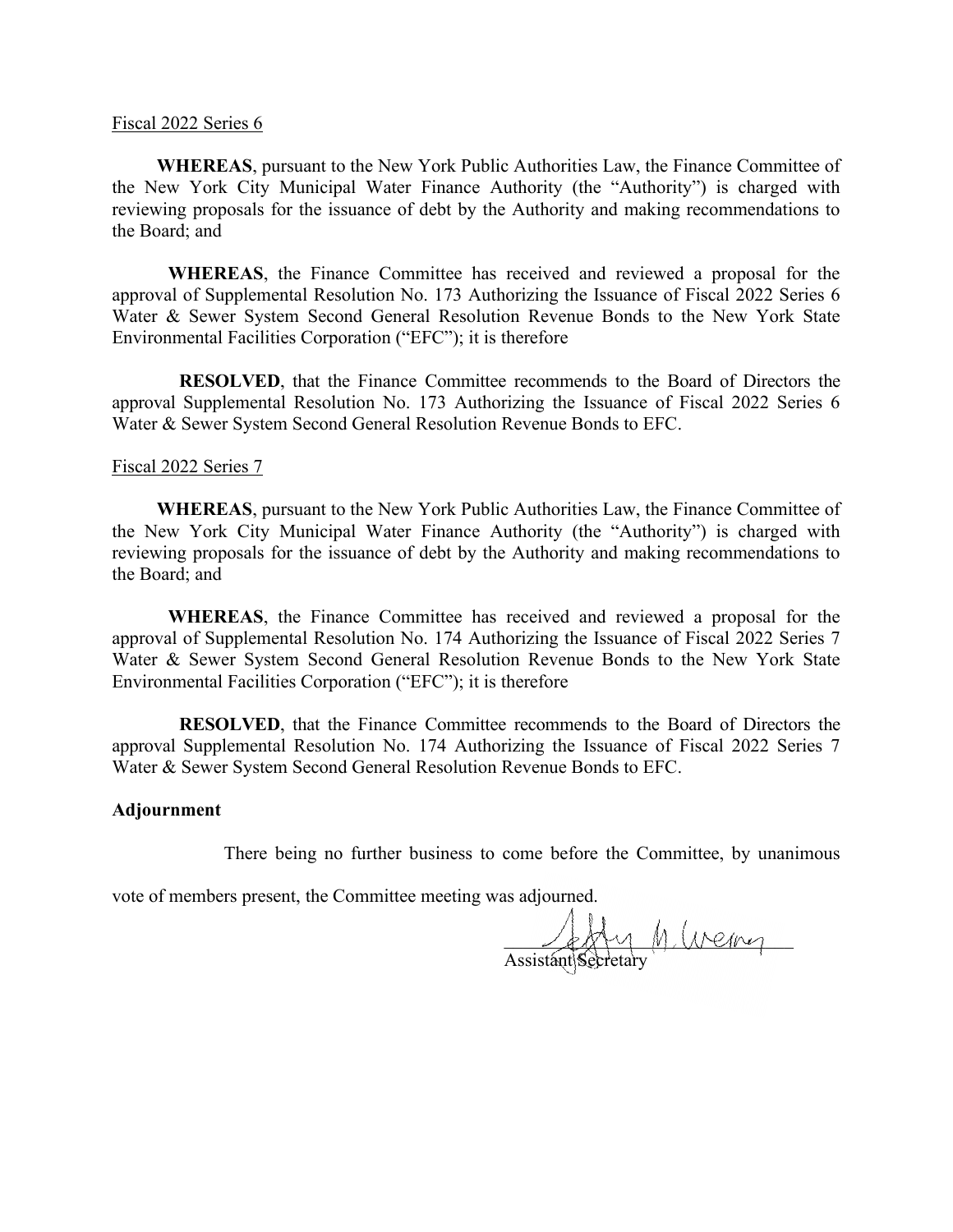Fiscal 2022 Series 6

**WHEREAS**, pursuant to the New York Public Authorities Law, the Finance Committee of the New York City Municipal Water Finance Authority (the "Authority") is charged with reviewing proposals for the issuance of debt by the Authority and making recommendations to the Board; and

**WHEREAS**, the Finance Committee has received and reviewed a proposal for the approval of Supplemental Resolution No. 173 Authorizing the Issuance of Fiscal 2022 Series 6 Water & Sewer System Second General Resolution Revenue Bonds to the New York State Environmental Facilities Corporation ("EFC"); it is therefore

**RESOLVED**, that the Finance Committee recommends to the Board of Directors the approval Supplemental Resolution No. 173 Authorizing the Issuance of Fiscal 2022 Series 6 Water & Sewer System Second General Resolution Revenue Bonds to EFC.

Fiscal 2022 Series 7

**WHEREAS**, pursuant to the New York Public Authorities Law, the Finance Committee of the New York City Municipal Water Finance Authority (the "Authority") is charged with reviewing proposals for the issuance of debt by the Authority and making recommendations to the Board; and

**WHEREAS**, the Finance Committee has received and reviewed a proposal for the approval of Supplemental Resolution No. 174 Authorizing the Issuance of Fiscal 2022 Series 7 Water & Sewer System Second General Resolution Revenue Bonds to the New York State Environmental Facilities Corporation ("EFC"); it is therefore

**RESOLVED**, that the Finance Committee recommends to the Board of Directors the approval Supplemental Resolution No. 174 Authorizing the Issuance of Fiscal 2022 Series 7 Water & Sewer System Second General Resolution Revenue Bonds to EFC.

**Adjournment**

There being no further business to come before the Committee, by unanimous vote of members present, the Committee meeting was adjourned.

Assistant Secretary